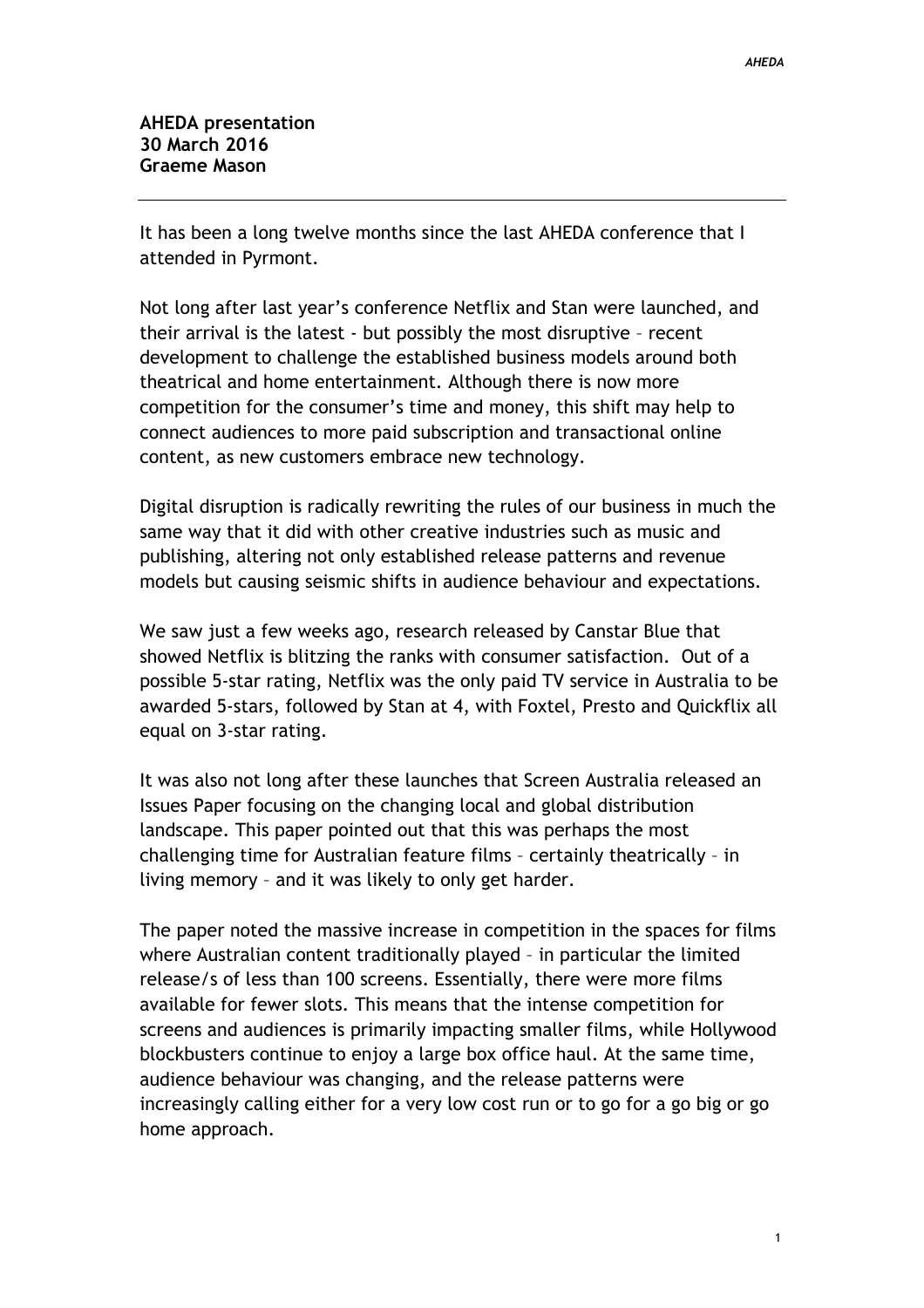**AHEDA presentation**
**30 March 2016**
**Graeme Mason**

---

It has been a long twelve months since the last AHEDA conference that I attended in Pyrmont.

Not long after last year's conference Netflix and Stan were launched, and their arrival is the latest - but possibly the most disruptive – recent development to challenge the established business models around both theatrical and home entertainment. Although there is now more competition for the consumer's time and money, this shift may help to connect audiences to more paid subscription and transactional online content, as new customers embrace new technology.

Digital disruption is radically rewriting the rules of our business in much the same way that it did with other creative industries such as music and publishing, altering not only established release patterns and revenue models but causing seismic shifts in audience behaviour and expectations.

We saw just a few weeks ago, research released by Canstar Blue that showed Netflix is blitzing the ranks with consumer satisfaction. Out of a possible 5-star rating, Netflix was the only paid TV service in Australia to be awarded 5-stars, followed by Stan at 4, with Foxtel, Presto and Quickflix all equal on 3-star rating.

It was also not long after these launches that Screen Australia released an Issues Paper focusing on the changing local and global distribution landscape. This paper pointed out that this was perhaps the most challenging time for Australian feature films – certainly theatrically – in living memory – and it was likely to only get harder.

The paper noted the massive increase in competition in the spaces for films where Australian content traditionally played – in particular the limited release/s of less than 100 screens. Essentially, there were more films available for fewer slots. This means that the intense competition for screens and audiences is primarily impacting smaller films, while Hollywood blockbusters continue to enjoy a large box office haul. At the same time, audience behaviour was changing, and the release patterns were increasingly calling either for a very low cost run or to go for a go big or go home approach.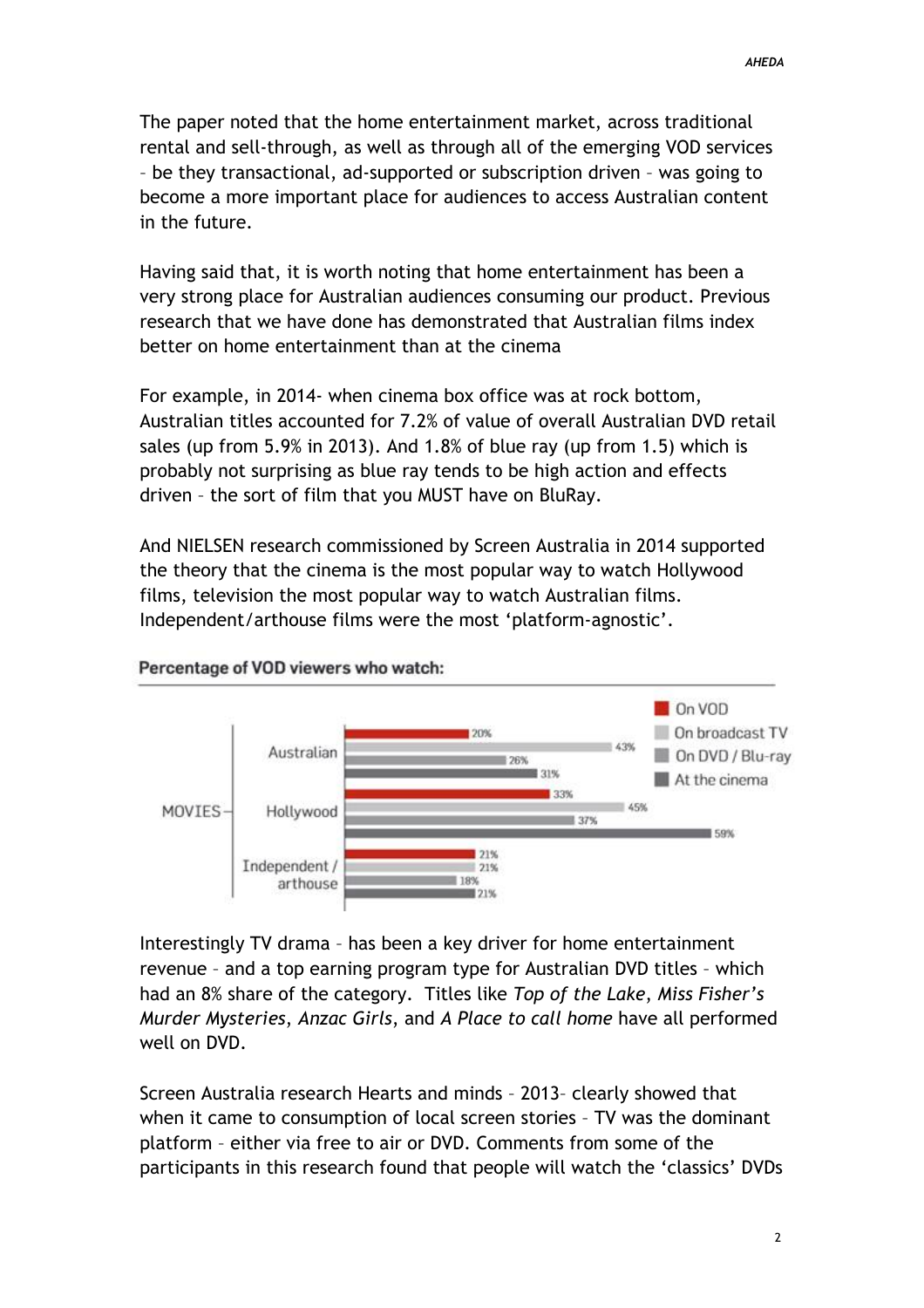The paper noted that the home entertainment market, across traditional rental and sell-through, as well as through all of the emerging VOD services – be they transactional, ad-supported or subscription driven – was going to become a more important place for audiences to access Australian content in the future.

Having said that, it is worth noting that home entertainment has been a very strong place for Australian audiences consuming our product. Previous research that we have done has demonstrated that Australian films index better on home entertainment than at the cinema

For example, in 2014- when cinema box office was at rock bottom, Australian titles accounted for 7.2% of value of overall Australian DVD retail sales (up from 5.9% in 2013). And 1.8% of blue ray (up from 1.5) which is probably not surprising as blue ray tends to be high action and effects driven – the sort of film that you MUST have on BluRay.

And NIELSEN research commissioned by Screen Australia in 2014 supported the theory that the cinema is the most popular way to watch Hollywood films, television the most popular way to watch Australian films. Independent/arthouse films were the most 'platform-agnostic'.

**Percentage of VOD viewers who watch:**

| MOVIES | On VOD | On broadcast TV | On DVD / Blu-ray | At the cinema |
|---|---|---|---|---|
| Australian | 20% | 43% | 26% | 31% |
| Hollywood | 33% | 45% | 37% | 59% |
| Independent / arthouse | 21% | 21% | 18% | 21% |

Interestingly TV drama – has been a key driver for home entertainment revenue – and a top earning program type for Australian DVD titles – which had an 8% share of the category. Titles like *Top of the Lake*, *Miss Fisher's Murder Mysteries*, *Anzac Girls*, and *A Place to call home* have all performed well on DVD.

Screen Australia research Hearts and minds – 2013– clearly showed that when it came to consumption of local screen stories – TV was the dominant platform – either via free to air or DVD. Comments from some of the participants in this research found that people will watch the 'classics' DVDs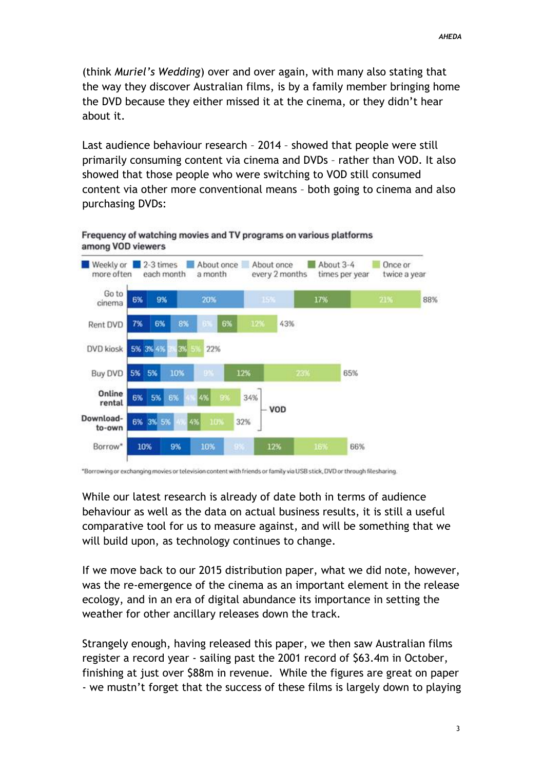(think *Muriel's Wedding*) over and over again, with many also stating that the way they discover Australian films, is by a family member bringing home the DVD because they either missed it at the cinema, or they didn't hear about it.

Last audience behaviour research – 2014 – showed that people were still primarily consuming content via cinema and DVDs – rather than VOD. It also showed that those people who were switching to VOD still consumed content via other more conventional means – both going to cinema and also purchasing DVDs:

**Frequency of watching movies and TV programs on various platforms among VOD viewers**

| Platform | Weekly or more often | 2-3 times each month | About once a month | About once every 2 months | About 3-4 times per year | Once or twice a year | Total |
|---|---|---|---|---|---|---|---|
| Go to cinema | 6% | 9% | 20% | 15% | 17% | 21% | 88% |
| Rent DVD | 7% | 6% | 8% | 6% | 6% | 12% | 43% |
| DVD kiosk | 5% | 3% | 4% | 3% | 3% | 5% | 22% |
| Buy DVD | 5% | 5% | 10% | 9% | 12% | 23% | 65% |
| **Online rental** (VOD) | 6% | 5% | 6% | 4% | 4% | 9% | 34% |
| **Download-to-own** (VOD) | 6% | 3% | 5% | 4% | 4% | 10% | 32% |
| Borrow* | 10% | 9% | 10% | 9% | 12% | 16% | 66% |

*Borrowing or exchanging movies or television content with friends or family via USB stick, DVD or through filesharing.

While our latest research is already of date both in terms of audience behaviour as well as the data on actual business results, it is still a useful comparative tool for us to measure against, and will be something that we will build upon, as technology continues to change.

If we move back to our 2015 distribution paper, what we did note, however, was the re-emergence of the cinema as an important element in the release ecology, and in an era of digital abundance its importance in setting the weather for other ancillary releases down the track.

Strangely enough, having released this paper, we then saw Australian films register a record year - sailing past the 2001 record of $63.4m in October, finishing at just over $88m in revenue. While the figures are great on paper - we mustn't forget that the success of these films is largely down to playing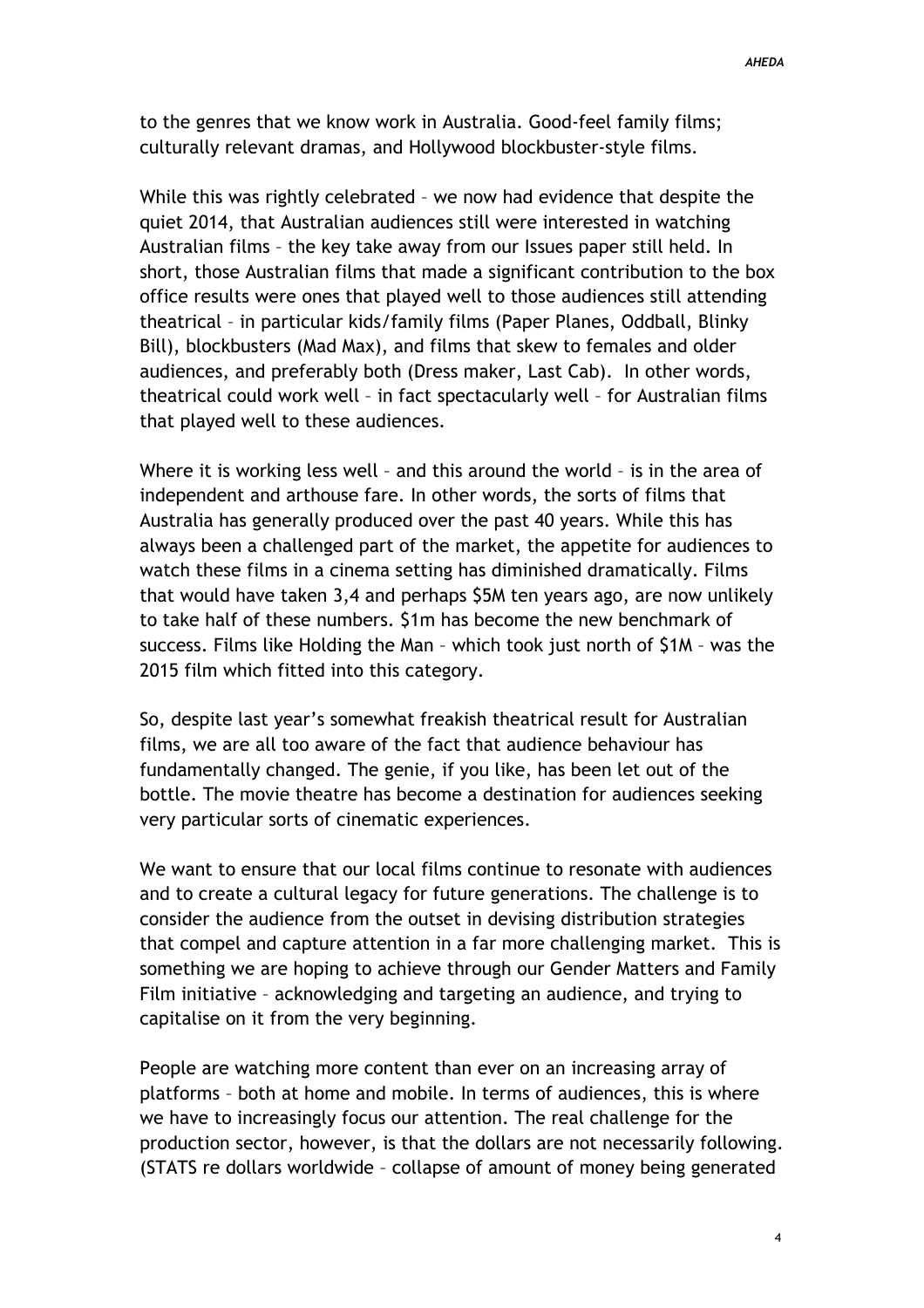to the genres that we know work in Australia. Good-feel family films; culturally relevant dramas, and Hollywood blockbuster-style films.

While this was rightly celebrated – we now had evidence that despite the quiet 2014, that Australian audiences still were interested in watching Australian films – the key take away from our Issues paper still held. In short, those Australian films that made a significant contribution to the box office results were ones that played well to those audiences still attending theatrical – in particular kids/family films (Paper Planes, Oddball, Blinky Bill), blockbusters (Mad Max), and films that skew to females and older audiences, and preferably both (Dress maker, Last Cab). In other words, theatrical could work well – in fact spectacularly well – for Australian films that played well to these audiences.

Where it is working less well – and this around the world – is in the area of independent and arthouse fare. In other words, the sorts of films that Australia has generally produced over the past 40 years. While this has always been a challenged part of the market, the appetite for audiences to watch these films in a cinema setting has diminished dramatically. Films that would have taken 3,4 and perhaps $5M ten years ago, are now unlikely to take half of these numbers. $1m has become the new benchmark of success. Films like Holding the Man – which took just north of $1M – was the 2015 film which fitted into this category.

So, despite last year's somewhat freakish theatrical result for Australian films, we are all too aware of the fact that audience behaviour has fundamentally changed. The genie, if you like, has been let out of the bottle. The movie theatre has become a destination for audiences seeking very particular sorts of cinematic experiences.

We want to ensure that our local films continue to resonate with audiences and to create a cultural legacy for future generations. The challenge is to consider the audience from the outset in devising distribution strategies that compel and capture attention in a far more challenging market. This is something we are hoping to achieve through our Gender Matters and Family Film initiative – acknowledging and targeting an audience, and trying to capitalise on it from the very beginning.

People are watching more content than ever on an increasing array of platforms – both at home and mobile. In terms of audiences, this is where we have to increasingly focus our attention. The real challenge for the production sector, however, is that the dollars are not necessarily following. (STATS re dollars worldwide – collapse of amount of money being generated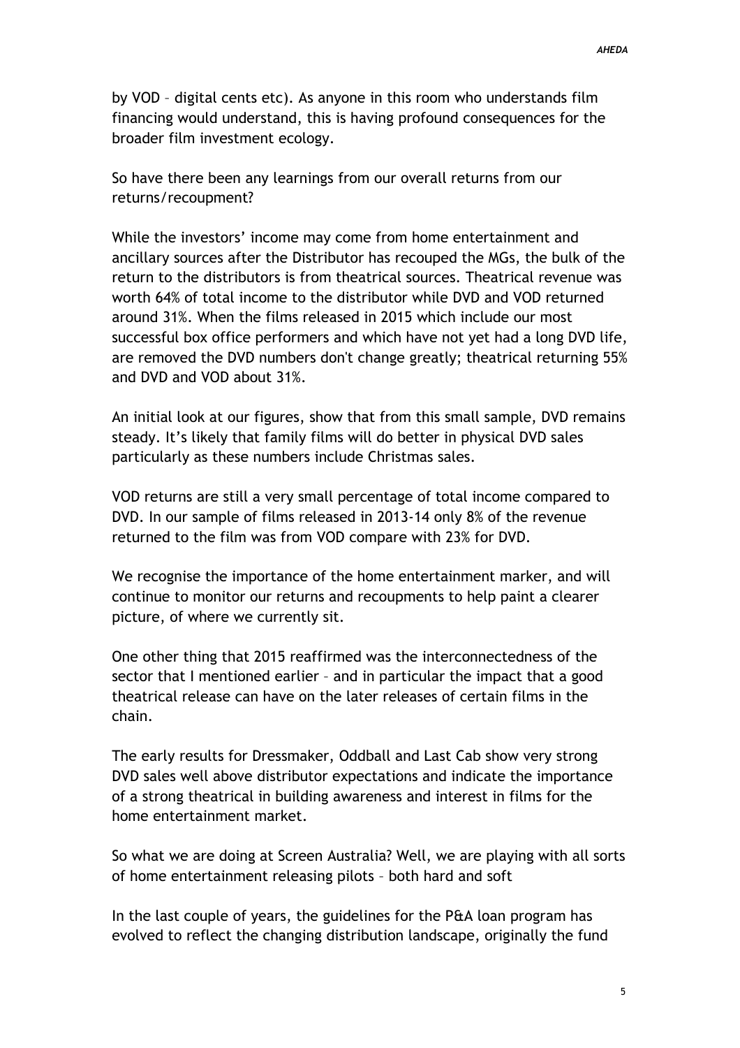by VOD – digital cents etc). As anyone in this room who understands film financing would understand, this is having profound consequences for the broader film investment ecology.

So have there been any learnings from our overall returns from our returns/recoupment?

While the investors' income may come from home entertainment and ancillary sources after the Distributor has recouped the MGs, the bulk of the return to the distributors is from theatrical sources. Theatrical revenue was worth 64% of total income to the distributor while DVD and VOD returned around 31%. When the films released in 2015 which include our most successful box office performers and which have not yet had a long DVD life, are removed the DVD numbers don't change greatly; theatrical returning 55% and DVD and VOD about 31%.

An initial look at our figures, show that from this small sample, DVD remains steady. It's likely that family films will do better in physical DVD sales particularly as these numbers include Christmas sales.

VOD returns are still a very small percentage of total income compared to DVD. In our sample of films released in 2013-14 only 8% of the revenue returned to the film was from VOD compare with 23% for DVD.

We recognise the importance of the home entertainment marker, and will continue to monitor our returns and recoupments to help paint a clearer picture, of where we currently sit.

One other thing that 2015 reaffirmed was the interconnectedness of the sector that I mentioned earlier – and in particular the impact that a good theatrical release can have on the later releases of certain films in the chain.

The early results for Dressmaker, Oddball and Last Cab show very strong DVD sales well above distributor expectations and indicate the importance of a strong theatrical in building awareness and interest in films for the home entertainment market.

So what we are doing at Screen Australia? Well, we are playing with all sorts of home entertainment releasing pilots – both hard and soft

In the last couple of years, the guidelines for the P&A loan program has evolved to reflect the changing distribution landscape, originally the fund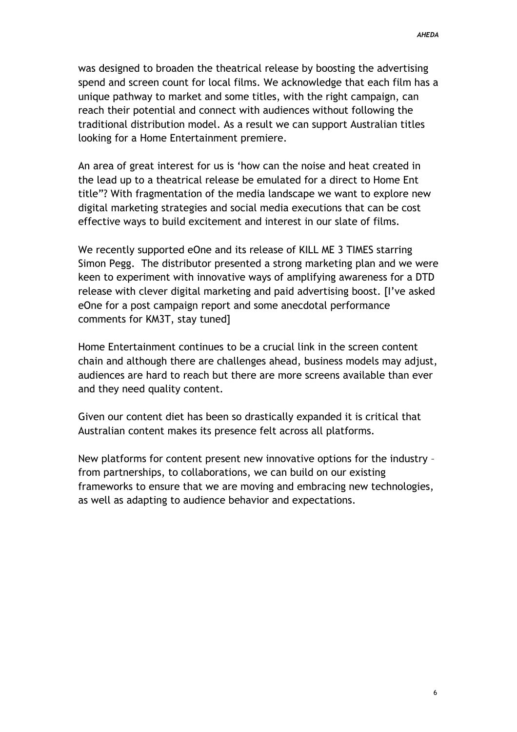was designed to broaden the theatrical release by boosting the advertising spend and screen count for local films. We acknowledge that each film has a unique pathway to market and some titles, with the right campaign, can reach their potential and connect with audiences without following the traditional distribution model. As a result we can support Australian titles looking for a Home Entertainment premiere.

An area of great interest for us is 'how can the noise and heat created in the lead up to a theatrical release be emulated for a direct to Home Ent title"? With fragmentation of the media landscape we want to explore new digital marketing strategies and social media executions that can be cost effective ways to build excitement and interest in our slate of films.

We recently supported eOne and its release of KILL ME 3 TIMES starring Simon Pegg. The distributor presented a strong marketing plan and we were keen to experiment with innovative ways of amplifying awareness for a DTD release with clever digital marketing and paid advertising boost. [I've asked eOne for a post campaign report and some anecdotal performance comments for KM3T, stay tuned]

Home Entertainment continues to be a crucial link in the screen content chain and although there are challenges ahead, business models may adjust, audiences are hard to reach but there are more screens available than ever and they need quality content.

Given our content diet has been so drastically expanded it is critical that Australian content makes its presence felt across all platforms.

New platforms for content present new innovative options for the industry – from partnerships, to collaborations, we can build on our existing frameworks to ensure that we are moving and embracing new technologies, as well as adapting to audience behavior and expectations.